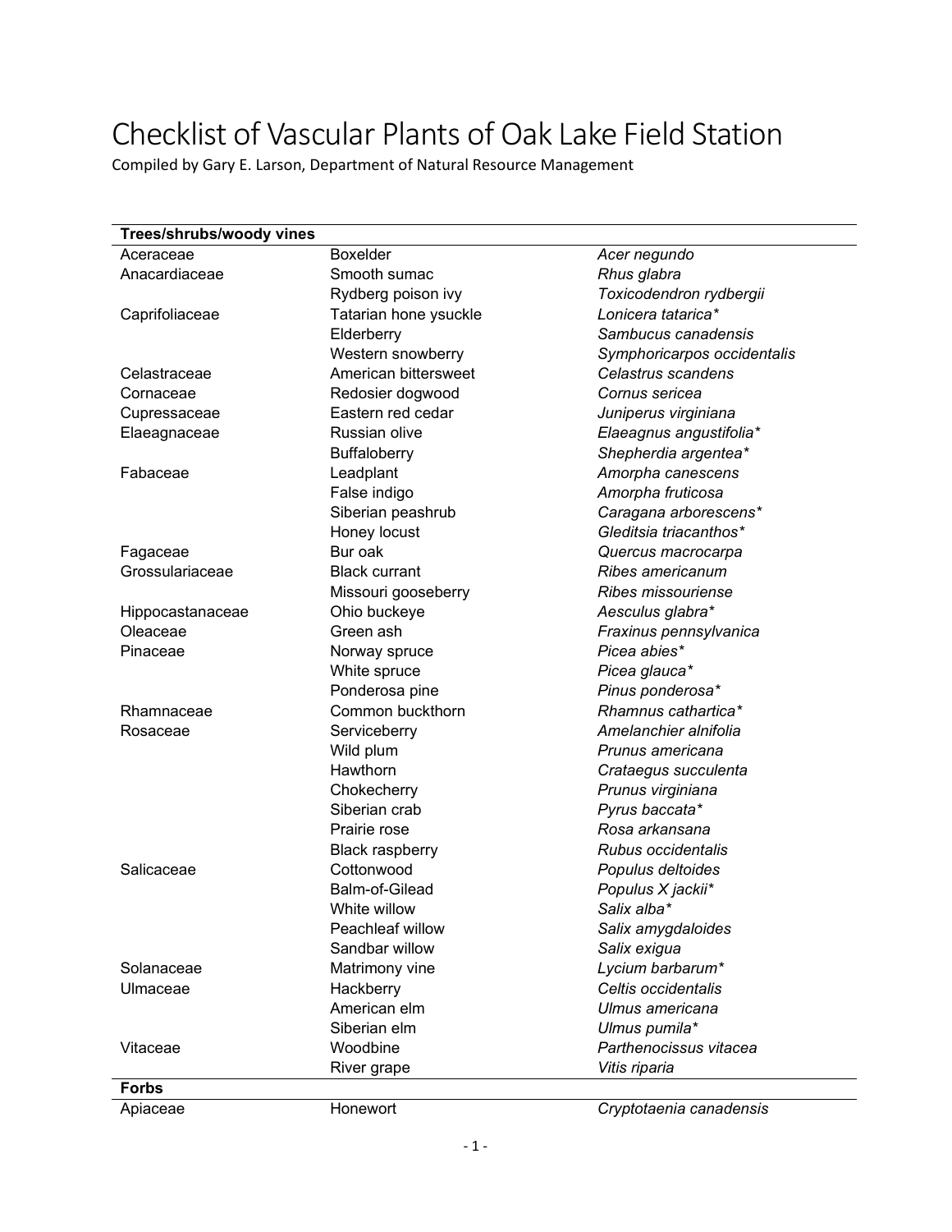# Checklist of Vascular Plants of Oak Lake Field Station

Compiled by Gary E. Larson, Department of Natural Resource Management

| **Trees/shrubs/woody vines** | | |
|---|---|---|
| Aceraceae | Boxelder | *Acer negundo* |
| Anacardiaceae | Smooth sumac | *Rhus glabra* |
| | Rydberg poison ivy | *Toxicodendron rydbergii* |
| Caprifoliaceae | Tatarian hone ysuckle | *Lonicera tatarica** |
| | Elderberry | *Sambucus canadensis* |
| | Western snowberry | *Symphoricarpos occidentalis* |
| Celastraceae | American bittersweet | *Celastrus scandens* |
| Cornaceae | Redosier dogwood | *Cornus sericea* |
| Cupressaceae | Eastern red cedar | *Juniperus virginiana* |
| Elaeagnaceae | Russian olive | *Elaeagnus angustifolia** |
| | Buffaloberry | *Shepherdia argentea** |
| Fabaceae | Leadplant | *Amorpha canescens* |
| | False indigo | *Amorpha fruticosa* |
| | Siberian peashrub | *Caragana arborescens** |
| | Honey locust | *Gleditsia triacanthos** |
| Fagaceae | Bur oak | *Quercus macrocarpa* |
| Grossulariaceae | Black currant | *Ribes americanum* |
| | Missouri gooseberry | *Ribes missouriense* |
| Hippocastanaceae | Ohio buckeye | *Aesculus glabra** |
| Oleaceae | Green ash | *Fraxinus pennsylvanica* |
| Pinaceae | Norway spruce | *Picea abies** |
| | White spruce | *Picea glauca** |
| | Ponderosa pine | *Pinus ponderosa** |
| Rhamnaceae | Common buckthorn | *Rhamnus cathartica** |
| Rosaceae | Serviceberry | *Amelanchier alnifolia* |
| | Wild plum | *Prunus americana* |
| | Hawthorn | *Crataegus succulenta* |
| | Chokecherry | *Prunus virginiana* |
| | Siberian crab | *Pyrus baccata** |
| | Prairie rose | *Rosa arkansana* |
| | Black raspberry | *Rubus occidentalis* |
| Salicaceae | Cottonwood | *Populus deltoides* |
| | Balm-of-Gilead | *Populus X jackii** |
| | White willow | *Salix alba** |
| | Peachleaf willow | *Salix amygdaloides* |
| | Sandbar willow | *Salix exigua* |
| Solanaceae | Matrimony vine | *Lycium barbarum** |
| Ulmaceae | Hackberry | *Celtis occidentalis* |
| | American elm | *Ulmus americana* |
| | Siberian elm | *Ulmus pumila** |
| Vitaceae | Woodbine | *Parthenocissus vitacea* |
| | River grape | *Vitis riparia* |
| **Forbs** | | |
| Apiaceae | Honewort | *Cryptotaenia canadensis* |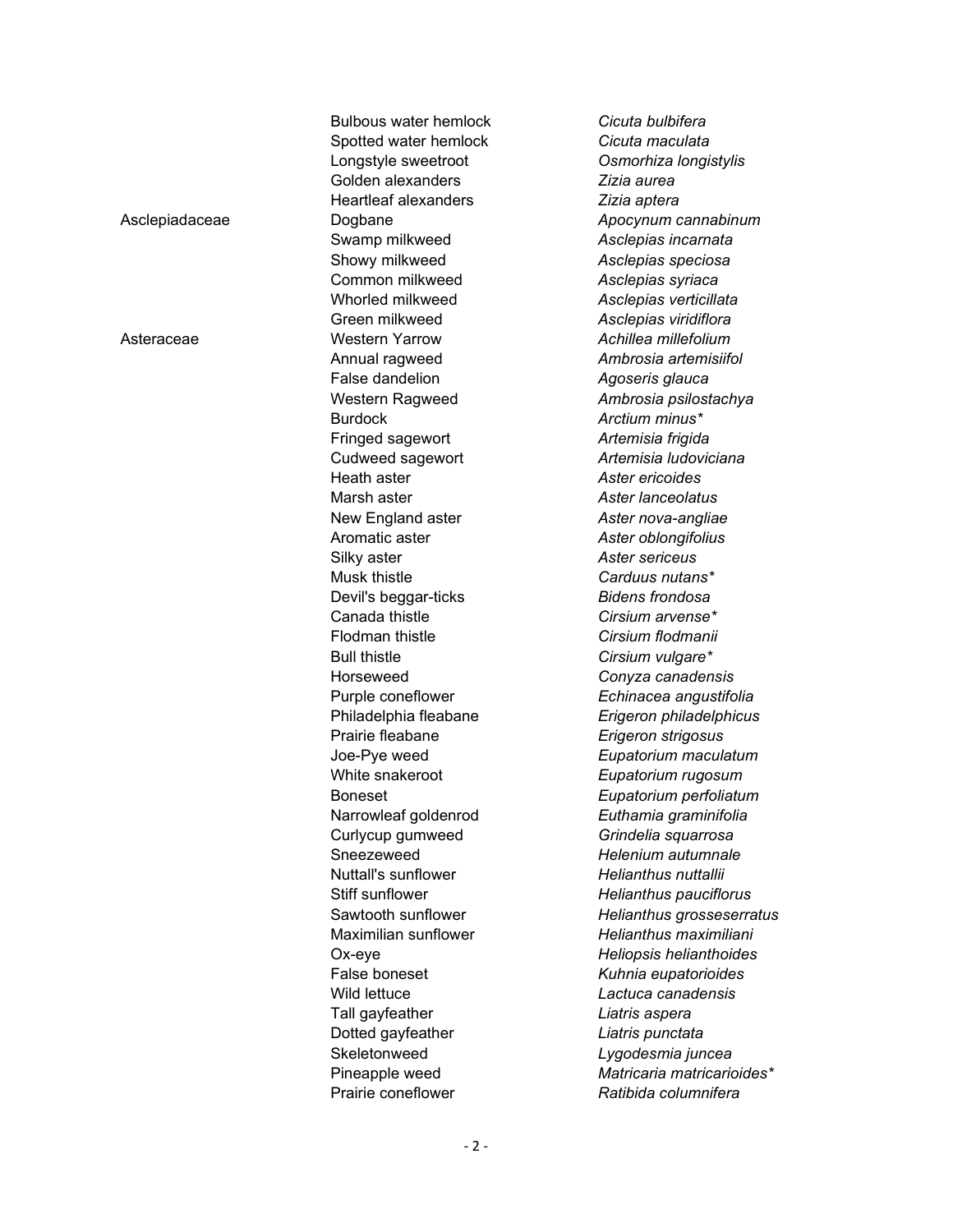| | | |
|---|---|---|
| | Bulbous water hemlock | *Cicuta bulbifera* |
| | Spotted water hemlock | *Cicuta maculata* |
| | Longstyle sweetroot | *Osmorhiza longistylis* |
| | Golden alexanders | *Zizia aurea* |
| | Heartleaf alexanders | *Zizia aptera* |
| Asclepiadaceae | Dogbane | *Apocynum cannabinum* |
| | Swamp milkweed | *Asclepias incarnata* |
| | Showy milkweed | *Asclepias speciosa* |
| | Common milkweed | *Asclepias syriaca* |
| | Whorled milkweed | *Asclepias verticillata* |
| | Green milkweed | *Asclepias viridiflora* |
| Asteraceae | Western Yarrow | *Achillea millefolium* |
| | Annual ragweed | *Ambrosia artemisiifol* |
| | False dandelion | *Agoseris glauca* |
| | Western Ragweed | *Ambrosia psilostachya* |
| | Burdock | *Arctium minus** |
| | Fringed sagewort | *Artemisia frigida* |
| | Cudweed sagewort | *Artemisia ludoviciana* |
| | Heath aster | *Aster ericoides* |
| | Marsh aster | *Aster lanceolatus* |
| | New England aster | *Aster nova-angliae* |
| | Aromatic aster | *Aster oblongifolius* |
| | Silky aster | *Aster sericeus* |
| | Musk thistle | *Carduus nutans** |
| | Devil's beggar-ticks | *Bidens frondosa* |
| | Canada thistle | *Cirsium arvense** |
| | Flodman thistle | *Cirsium flodmanii* |
| | Bull thistle | *Cirsium vulgare** |
| | Horseweed | *Conyza canadensis* |
| | Purple coneflower | *Echinacea angustifolia* |
| | Philadelphia fleabane | *Erigeron philadelphicus* |
| | Prairie fleabane | *Erigeron strigosus* |
| | Joe-Pye weed | *Eupatorium maculatum* |
| | White snakeroot | *Eupatorium rugosum* |
| | Boneset | *Eupatorium perfoliatum* |
| | Narrowleaf goldenrod | *Euthamia graminifolia* |
| | Curlycup gumweed | *Grindelia squarrosa* |
| | Sneezeweed | *Helenium autumnale* |
| | Nuttall's sunflower | *Helianthus nuttallii* |
| | Stiff sunflower | *Helianthus pauciflorus* |
| | Sawtooth sunflower | *Helianthus grosseserratus* |
| | Maximilian sunflower | *Helianthus maximiliani* |
| | Ox-eye | *Heliopsis helianthoides* |
| | False boneset | *Kuhnia eupatorioides* |
| | Wild lettuce | *Lactuca canadensis* |
| | Tall gayfeather | *Liatris aspera* |
| | Dotted gayfeather | *Liatris punctata* |
| | Skeletonweed | *Lygodesmia juncea* |
| | Pineapple weed | *Matricaria matricarioides** |
| | Prairie coneflower | *Ratibida columnifera* |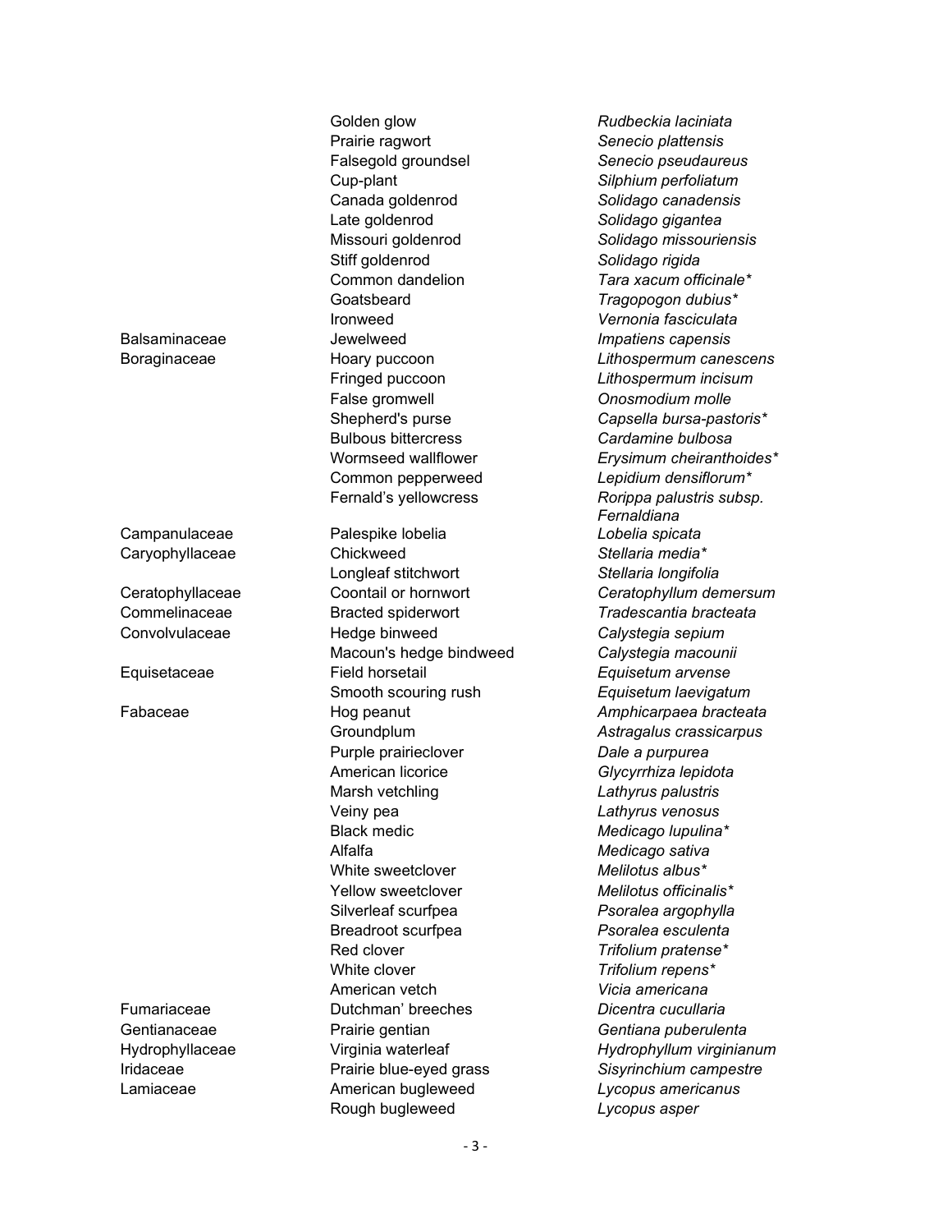| Family | Common name | Scientific name |
|---|---|---|
| | Golden glow | *Rudbeckia laciniata* |
| | Prairie ragwort | *Senecio plattensis* |
| | Falsegold groundsel | *Senecio pseudaureus* |
| | Cup-plant | *Silphium perfoliatum* |
| | Canada goldenrod | *Solidago canadensis* |
| | Late goldenrod | *Solidago gigantea* |
| | Missouri goldenrod | *Solidago missouriensis* |
| | Stiff goldenrod | *Solidago rigida* |
| | Common dandelion | *Tara xacum officinale** |
| | Goatsbeard | *Tragopogon dubius** |
| | Ironweed | *Vernonia fasciculata* |
| Balsaminaceae | Jewelweed | *Impatiens capensis* |
| Boraginaceae | Hoary puccoon | *Lithospermum canescens* |
| | Fringed puccoon | *Lithospermum incisum* |
| | False gromwell | *Onosmodium molle* |
| | Shepherd's purse | *Capsella bursa-pastoris** |
| | Bulbous bittercress | *Cardamine bulbosa* |
| | Wormseed wallflower | *Erysimum cheiranthoides** |
| | Common pepperweed | *Lepidium densiflorum** |
| | Fernald's yellowcress | *Rorippa palustris subsp. Fernaldiana* |
| Campanulaceae | Palespike lobelia | *Lobelia spicata* |
| Caryophyllaceae | Chickweed | *Stellaria media** |
| | Longleaf stitchwort | *Stellaria longifolia* |
| Ceratophyllaceae | Coontail or hornwort | *Ceratophyllum demersum* |
| Commelinaceae | Bracted spiderwort | *Tradescantia bracteata* |
| Convolvulaceae | Hedge binweed | *Calystegia sepium* |
| | Macoun's hedge bindweed | *Calystegia macounii* |
| Equisetaceae | Field horsetail | *Equisetum arvense* |
| | Smooth scouring rush | *Equisetum laevigatum* |
| Fabaceae | Hog peanut | *Amphicarpaea bracteata* |
| | Groundplum | *Astragalus crassicarpus* |
| | Purple prairieclover | *Dale a purpurea* |
| | American licorice | *Glycyrrhiza lepidota* |
| | Marsh vetchling | *Lathyrus palustris* |
| | Veiny pea | *Lathyrus venosus* |
| | Black medic | *Medicago lupulina** |
| | Alfalfa | *Medicago sativa* |
| | White sweetclover | *Melilotus albus** |
| | Yellow sweetclover | *Melilotus officinalis** |
| | Silverleaf scurfpea | *Psoralea argophylla* |
| | Breadroot scurfpea | *Psoralea esculenta* |
| | Red clover | *Trifolium pratense** |
| | White clover | *Trifolium repens** |
| | American vetch | *Vicia americana* |
| Fumariaceae | Dutchman' breeches | *Dicentra cucullaria* |
| Gentianaceae | Prairie gentian | *Gentiana puberulenta* |
| Hydrophyllaceae | Virginia waterleaf | *Hydrophyllum virginianum* |
| Iridaceae | Prairie blue-eyed grass | *Sisyrinchium campestre* |
| Lamiaceae | American bugleweed | *Lycopus americanus* |
| | Rough bugleweed | *Lycopus asper* |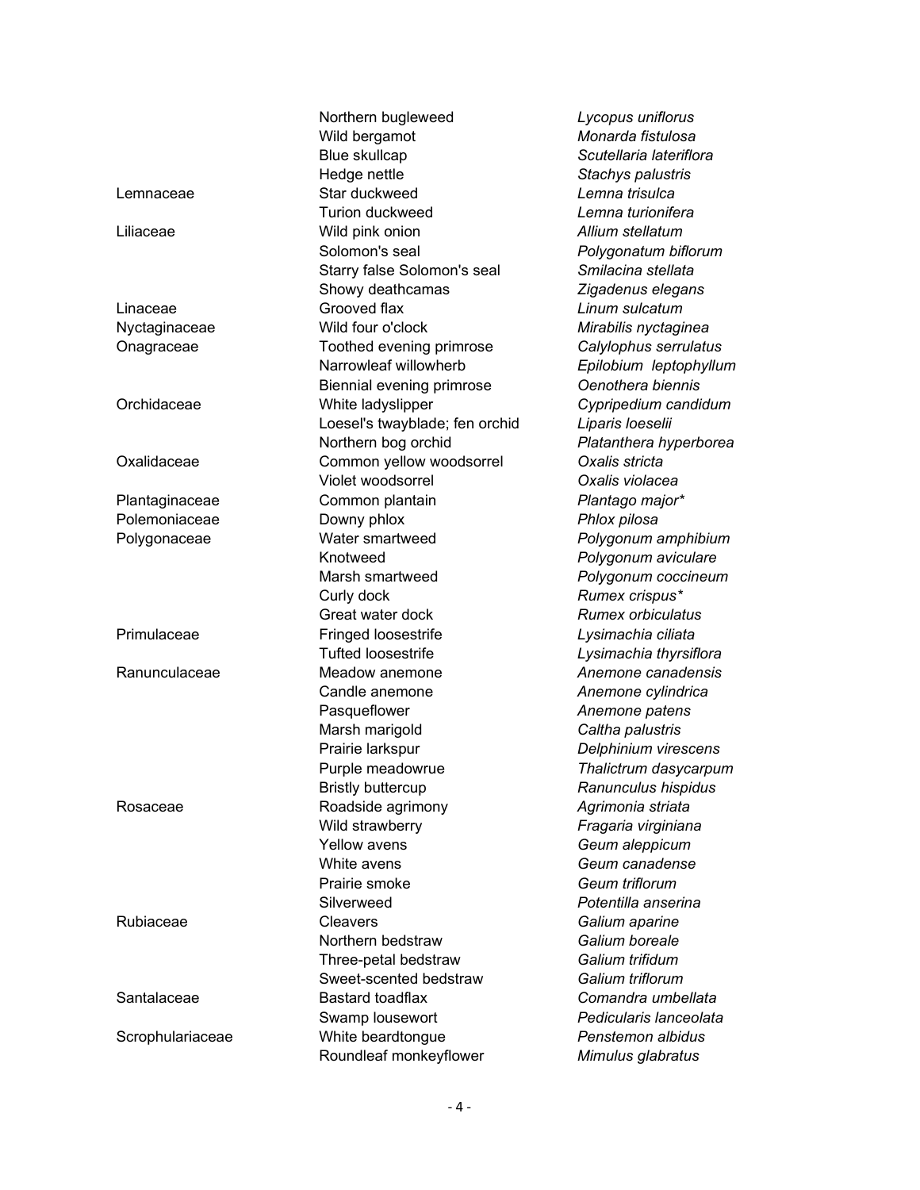| | | |
|---|---|---|
| | Northern bugleweed | *Lycopus uniflorus* |
| | Wild bergamot | *Monarda fistulosa* |
| | Blue skullcap | *Scutellaria lateriflora* |
| | Hedge nettle | *Stachys palustris* |
| Lemnaceae | Star duckweed | *Lemna trisulca* |
| | Turion duckweed | *Lemna turionifera* |
| Liliaceae | Wild pink onion | *Allium stellatum* |
| | Solomon's seal | *Polygonatum biflorum* |
| | Starry false Solomon's seal | *Smilacina stellata* |
| | Showy deathcamas | *Zigadenus elegans* |
| Linaceae | Grooved flax | *Linum sulcatum* |
| Nyctaginaceae | Wild four o'clock | *Mirabilis nyctaginea* |
| Onagraceae | Toothed evening primrose | *Calylophus serrulatus* |
| | Narrowleaf willowherb | *Epilobium leptophyllum* |
| | Biennial evening primrose | *Oenothera biennis* |
| Orchidaceae | White ladyslipper | *Cypripedium candidum* |
| | Loesel's twayblade; fen orchid | *Liparis loeselii* |
| | Northern bog orchid | *Platanthera hyperborea* |
| Oxalidaceae | Common yellow woodsorrel | *Oxalis stricta* |
| | Violet woodsorrel | *Oxalis violacea* |
| Plantaginaceae | Common plantain | *Plantago major** |
| Polemoniaceae | Downy phlox | *Phlox pilosa* |
| Polygonaceae | Water smartweed | *Polygonum amphibium* |
| | Knotweed | *Polygonum aviculare* |
| | Marsh smartweed | *Polygonum coccineum* |
| | Curly dock | *Rumex crispus** |
| | Great water dock | *Rumex orbiculatus* |
| Primulaceae | Fringed loosestrife | *Lysimachia ciliata* |
| | Tufted loosestrife | *Lysimachia thyrsiflora* |
| Ranunculaceae | Meadow anemone | *Anemone canadensis* |
| | Candle anemone | *Anemone cylindrica* |
| | Pasqueflower | *Anemone patens* |
| | Marsh marigold | *Caltha palustris* |
| | Prairie larkspur | *Delphinium virescens* |
| | Purple meadowrue | *Thalictrum dasycarpum* |
| | Bristly buttercup | *Ranunculus hispidus* |
| Rosaceae | Roadside agrimony | *Agrimonia striata* |
| | Wild strawberry | *Fragaria virginiana* |
| | Yellow avens | *Geum aleppicum* |
| | White avens | *Geum canadense* |
| | Prairie smoke | *Geum triflorum* |
| | Silverweed | *Potentilla anserina* |
| Rubiaceae | Cleavers | *Galium aparine* |
| | Northern bedstraw | *Galium boreale* |
| | Three-petal bedstraw | *Galium trifidum* |
| | Sweet-scented bedstraw | *Galium triflorum* |
| Santalaceae | Bastard toadflax | *Comandra umbellata* |
| | Swamp lousewort | *Pedicularis lanceolata* |
| Scrophulariaceae | White beardtongue | *Penstemon albidus* |
| | Roundleaf monkeyflower | *Mimulus glabratus* |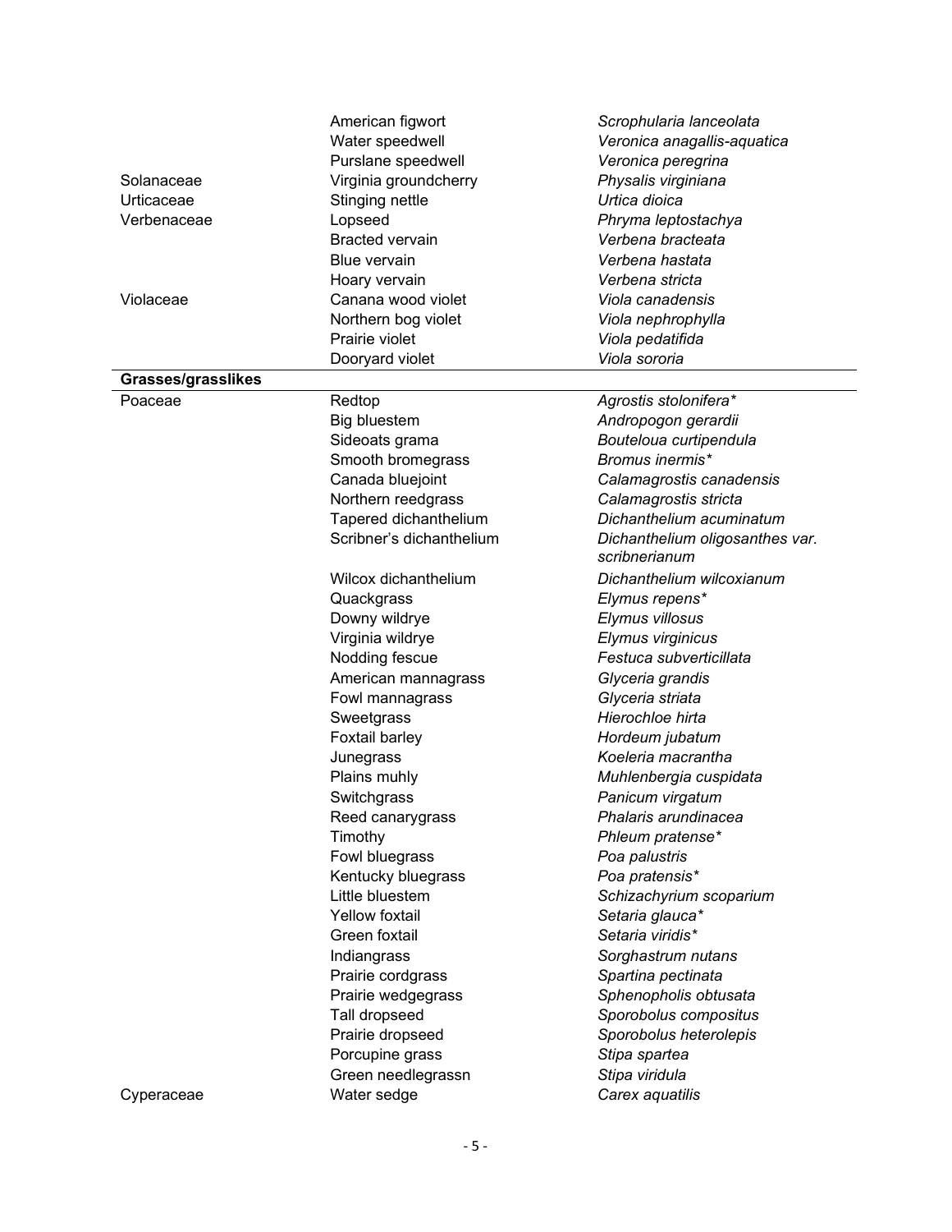| | | |
|---|---|---|
| | American figwort | *Scrophularia lanceolata* |
| | Water speedwell | *Veronica anagallis-aquatica* |
| | Purslane speedwell | *Veronica peregrina* |
| Solanaceae | Virginia groundcherry | *Physalis virginiana* |
| Urticaceae | Stinging nettle | *Urtica dioica* |
| Verbenaceae | Lopseed | *Phryma leptostachya* |
| | Bracted vervain | *Verbena bracteata* |
| | Blue vervain | *Verbena hastata* |
| | Hoary vervain | *Verbena stricta* |
| Violaceae | Canana wood violet | *Viola canadensis* |
| | Northern bog violet | *Viola nephrophylla* |
| | Prairie violet | *Viola pedatifida* |
| | Dooryard violet | *Viola sororia* |
| **Grasses/grasslikes** | | |
| Poaceae | Redtop | *Agrostis stolonifera** |
| | Big bluestem | *Andropogon gerardii* |
| | Sideoats grama | *Bouteloua curtipendula* |
| | Smooth bromegrass | *Bromus inermis** |
| | Canada bluejoint | *Calamagrostis canadensis* |
| | Northern reedgrass | *Calamagrostis stricta* |
| | Tapered dichanthelium | *Dichanthelium acuminatum* |
| | Scribner's dichanthelium | *Dichanthelium oligosanthes var. scribnerianum* |
| | Wilcox dichanthelium | *Dichanthelium wilcoxianum* |
| | Quackgrass | *Elymus repens** |
| | Downy wildrye | *Elymus villosus* |
| | Virginia wildrye | *Elymus virginicus* |
| | Nodding fescue | *Festuca subverticillata* |
| | American mannagrass | *Glyceria grandis* |
| | Fowl mannagrass | *Glyceria striata* |
| | Sweetgrass | *Hierochloe hirta* |
| | Foxtail barley | *Hordeum jubatum* |
| | Junegrass | *Koeleria macrantha* |
| | Plains muhly | *Muhlenbergia cuspidata* |
| | Switchgrass | *Panicum virgatum* |
| | Reed canarygrass | *Phalaris arundinacea* |
| | Timothy | *Phleum pratense** |
| | Fowl bluegrass | *Poa palustris* |
| | Kentucky bluegrass | *Poa pratensis** |
| | Little bluestem | *Schizachyrium scoparium* |
| | Yellow foxtail | *Setaria glauca** |
| | Green foxtail | *Setaria viridis** |
| | Indiangrass | *Sorghastrum nutans* |
| | Prairie cordgrass | *Spartina pectinata* |
| | Prairie wedgegrass | *Sphenopholis obtusata* |
| | Tall dropseed | *Sporobolus compositus* |
| | Prairie dropseed | *Sporobolus heterolepis* |
| | Porcupine grass | *Stipa spartea* |
| | Green needlegrassn | *Stipa viridula* |
| Cyperaceae | Water sedge | *Carex aquatilis* |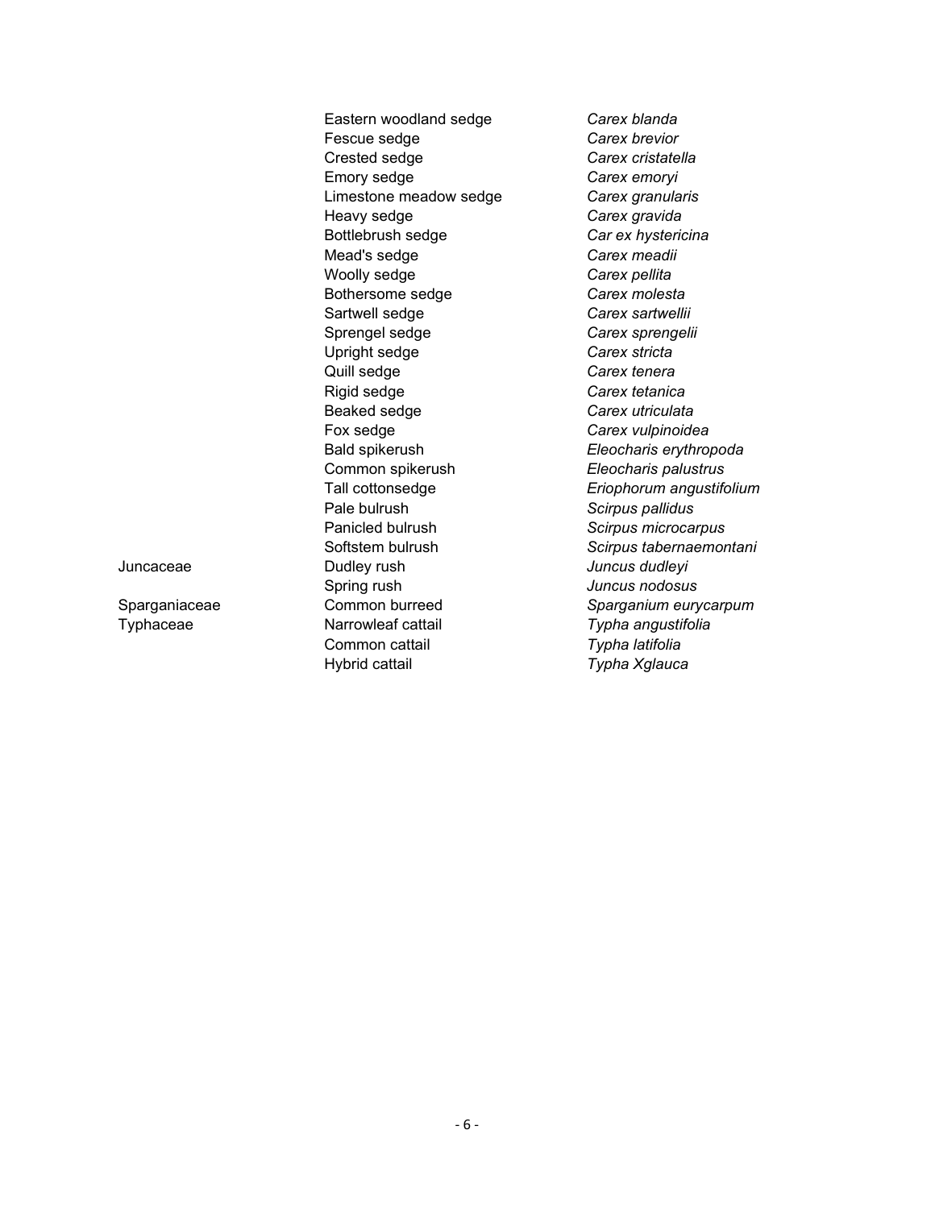| | | |
|---|---|---|
| | Eastern woodland sedge | *Carex blanda* |
| | Fescue sedge | *Carex brevior* |
| | Crested sedge | *Carex cristatella* |
| | Emory sedge | *Carex emoryi* |
| | Limestone meadow sedge | *Carex granularis* |
| | Heavy sedge | *Carex gravida* |
| | Bottlebrush sedge | *Car ex hystericina* |
| | Mead's sedge | *Carex meadii* |
| | Woolly sedge | *Carex pellita* |
| | Bothersome sedge | *Carex molesta* |
| | Sartwell sedge | *Carex sartwellii* |
| | Sprengel sedge | *Carex sprengelii* |
| | Upright sedge | *Carex stricta* |
| | Quill sedge | *Carex tenera* |
| | Rigid sedge | *Carex tetanica* |
| | Beaked sedge | *Carex utriculata* |
| | Fox sedge | *Carex vulpinoidea* |
| | Bald spikerush | *Eleocharis erythropoda* |
| | Common spikerush | *Eleocharis palustrus* |
| | Tall cottonsedge | *Eriophorum angustifolium* |
| | Pale bulrush | *Scirpus pallidus* |
| | Panicled bulrush | *Scirpus microcarpus* |
| | Softstem bulrush | *Scirpus tabernaemontani* |
| Juncaceae | Dudley rush | *Juncus dudleyi* |
| | Spring rush | *Juncus nodosus* |
| Sparganiaceae | Common burreed | *Sparganium eurycarpum* |
| Typhaceae | Narrowleaf cattail | *Typha angustifolia* |
| | Common cattail | *Typha latifolia* |
| | Hybrid cattail | *Typha Xglauca* |